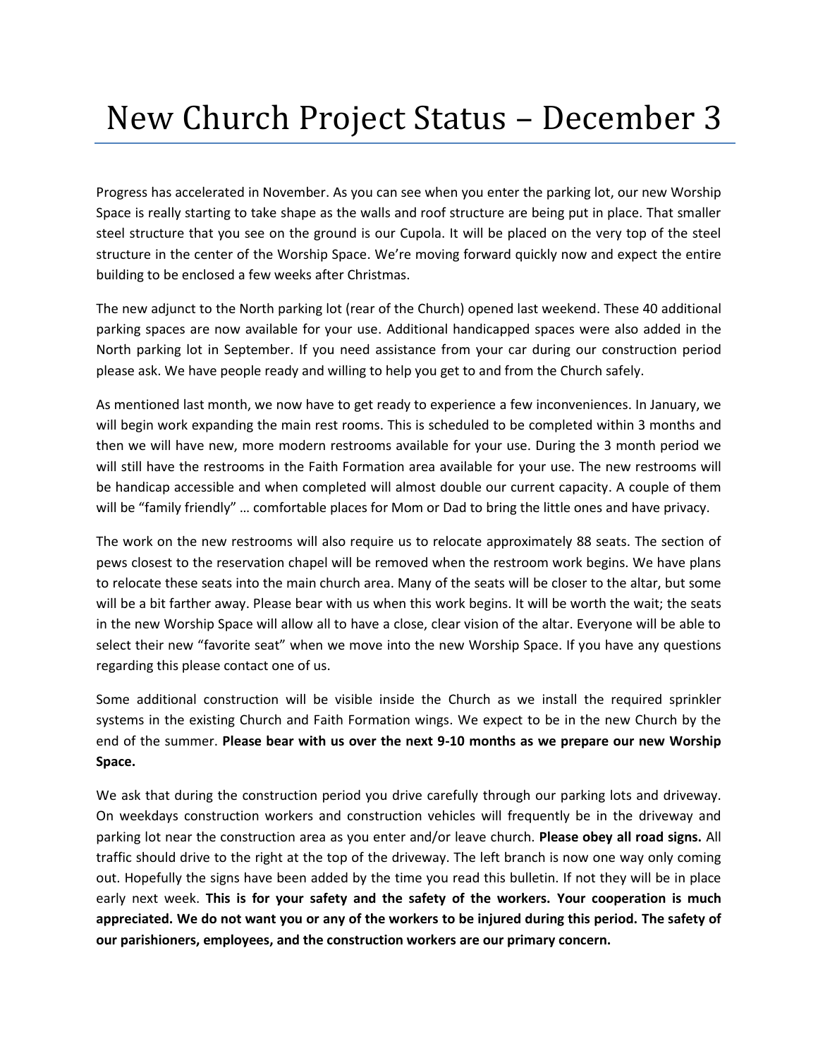# New Church Project Status – December 3

Progress has accelerated in November. As you can see when you enter the parking lot, our new Worship Space is really starting to take shape as the walls and roof structure are being put in place. That smaller steel structure that you see on the ground is our Cupola. It will be placed on the very top of the steel structure in the center of the Worship Space. We're moving forward quickly now and expect the entire building to be enclosed a few weeks after Christmas.

The new adjunct to the North parking lot (rear of the Church) opened last weekend. These 40 additional parking spaces are now available for your use. Additional handicapped spaces were also added in the North parking lot in September. If you need assistance from your car during our construction period please ask. We have people ready and willing to help you get to and from the Church safely.

As mentioned last month, we now have to get ready to experience a few inconveniences. In January, we will begin work expanding the main rest rooms. This is scheduled to be completed within 3 months and then we will have new, more modern restrooms available for your use. During the 3 month period we will still have the restrooms in the Faith Formation area available for your use. The new restrooms will be handicap accessible and when completed will almost double our current capacity. A couple of them will be "family friendly" … comfortable places for Mom or Dad to bring the little ones and have privacy.

The work on the new restrooms will also require us to relocate approximately 88 seats. The section of pews closest to the reservation chapel will be removed when the restroom work begins. We have plans to relocate these seats into the main church area. Many of the seats will be closer to the altar, but some will be a bit farther away. Please bear with us when this work begins. It will be worth the wait; the seats in the new Worship Space will allow all to have a close, clear vision of the altar. Everyone will be able to select their new "favorite seat" when we move into the new Worship Space. If you have any questions regarding this please contact one of us.

Some additional construction will be visible inside the Church as we install the required sprinkler systems in the existing Church and Faith Formation wings. We expect to be in the new Church by the end of the summer. **Please bear with us over the next 9-10 months as we prepare our new Worship Space.**

We ask that during the construction period you drive carefully through our parking lots and driveway. On weekdays construction workers and construction vehicles will frequently be in the driveway and parking lot near the construction area as you enter and/or leave church. **Please obey all road signs.** All traffic should drive to the right at the top of the driveway. The left branch is now one way only coming out. Hopefully the signs have been added by the time you read this bulletin. If not they will be in place early next week. **This is for your safety and the safety of the workers. Your cooperation is much appreciated. We do not want you or any of the workers to be injured during this period. The safety of our parishioners, employees, and the construction workers are our primary concern.**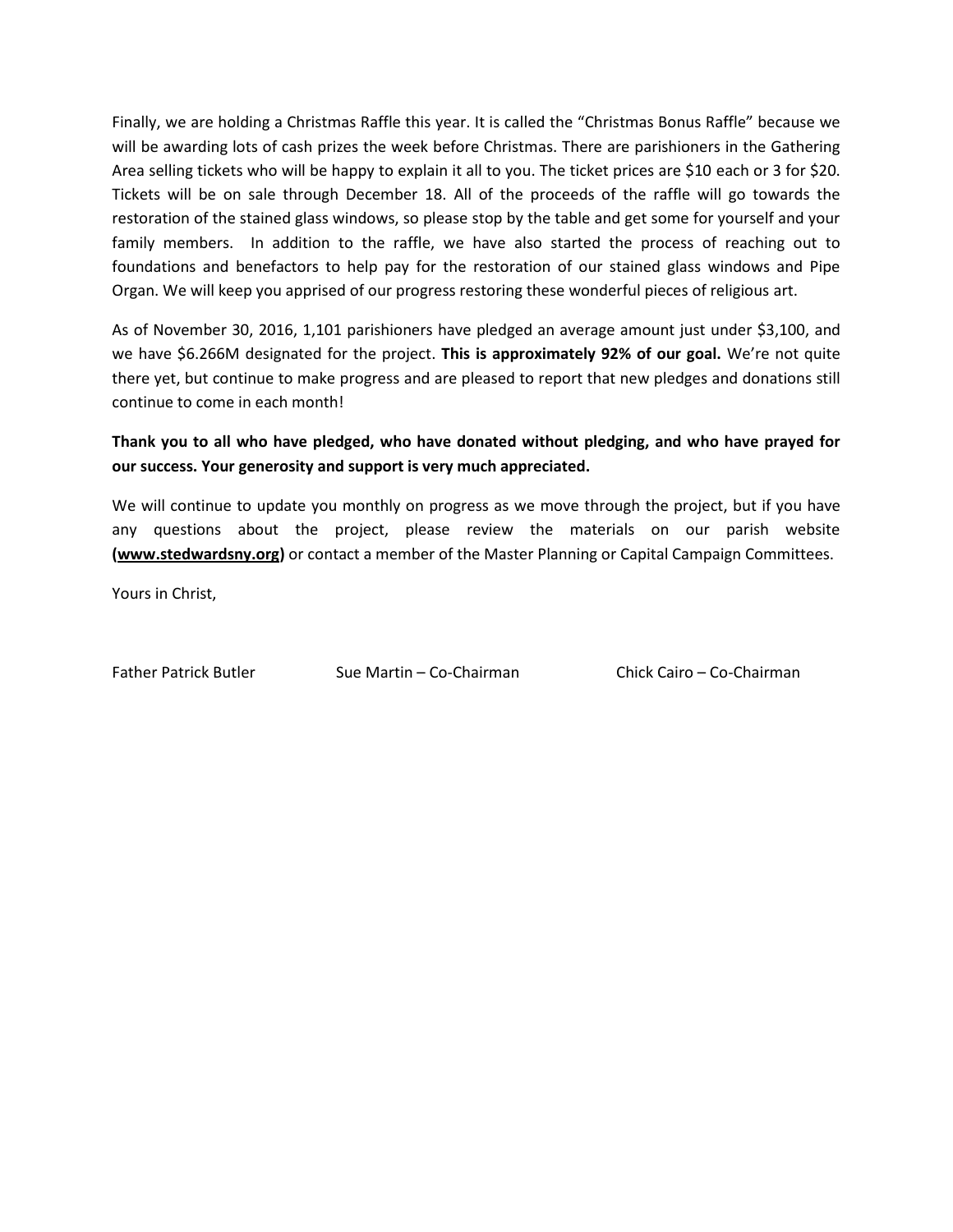Finally, we are holding a Christmas Raffle this year. It is called the "Christmas Bonus Raffle" because we will be awarding lots of cash prizes the week before Christmas. There are parishioners in the Gathering Area selling tickets who will be happy to explain it all to you. The ticket prices are $10 each or 3 for $20. Tickets will be on sale through December 18. All of the proceeds of the raffle will go towards the restoration of the stained glass windows, so please stop by the table and get some for yourself and your family members. In addition to the raffle, we have also started the process of reaching out to foundations and benefactors to help pay for the restoration of our stained glass windows and Pipe Organ. We will keep you apprised of our progress restoring these wonderful pieces of religious art.

As of November 30, 2016, 1,101 parishioners have pledged an average amount just under $3,100, and we have $6.266M designated for the project. **This is approximately 92% of our goal.** We're not quite there yet, but continue to make progress and are pleased to report that new pledges and donations still continue to come in each month!

**Thank you to all who have pledged, who have donated without pledging, and who have prayed for our success. Your generosity and support is very much appreciated.**

We will continue to update you monthly on progress as we move through the project, but if you have any questions about the project, please review the materials on our parish website **([www.stedwardsny.org](www.stedwardsny.org))** or contact a member of the Master Planning or Capital Campaign Committees.

Yours in Christ,

Father Patrick Butler    Sue Martin – Co-Chairman    Chick Cairo – Co-Chairman